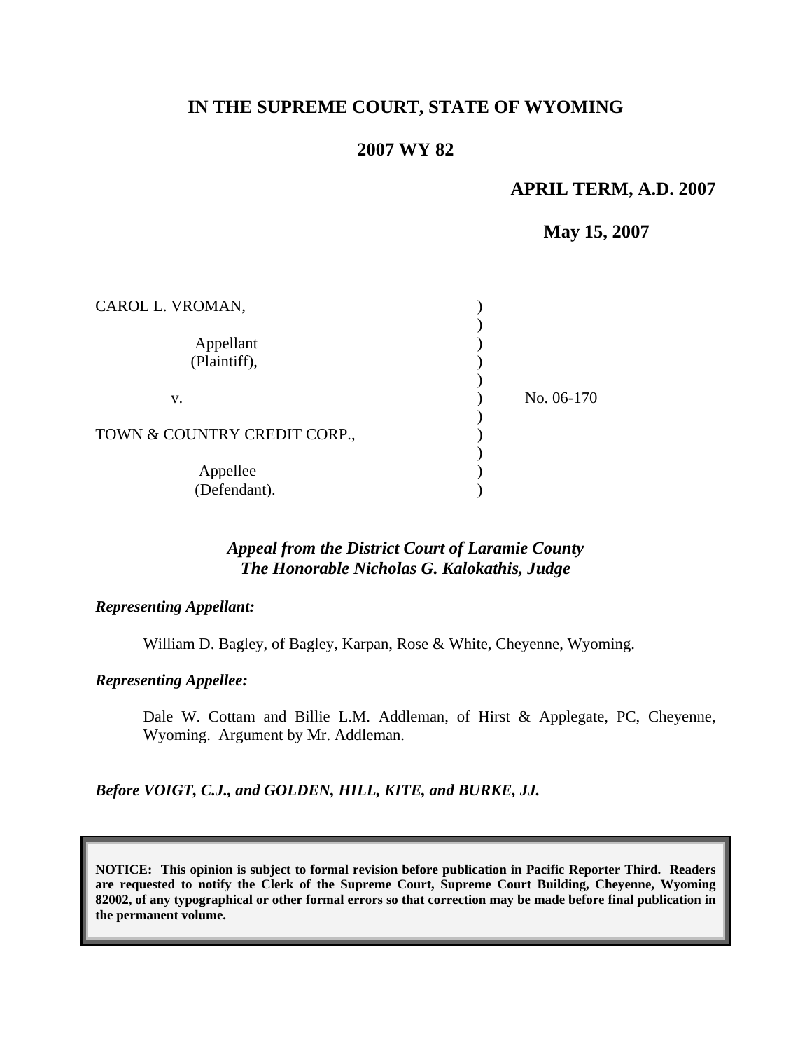# IN THE SUPREME COURT, STATE OF WYOMING

## 2007 WY 82

**APRIL TERM, A.D. 2007**

**May 15, 2007**

| | | |
|---|---|---|
| CAROL L. VROMAN, | ) | |
| | ) | |
| Appellant | ) | |
| (Plaintiff), | ) | |
| | ) | |
| v. | ) | No. 06-170 |
| | ) | |
| TOWN & COUNTRY CREDIT CORP., | ) | |
| | ) | |
| Appellee | ) | |
| (Defendant). | ) | |

***Appeal from the District Court of Laramie County***
***The Honorable Nicholas G. Kalokathis, Judge***

***Representing Appellant:***

William D. Bagley, of Bagley, Karpan, Rose & White, Cheyenne, Wyoming.

***Representing Appellee:***

Dale W. Cottam and Billie L.M. Addleman, of Hirst & Applegate, PC, Cheyenne, Wyoming. Argument by Mr. Addleman.

***Before VOIGT, C.J., and GOLDEN, HILL, KITE, and BURKE, JJ.***

**NOTICE: This opinion is subject to formal revision before publication in Pacific Reporter Third. Readers are requested to notify the Clerk of the Supreme Court, Supreme Court Building, Cheyenne, Wyoming 82002, of any typographical or other formal errors so that correction may be made before final publication in the permanent volume.**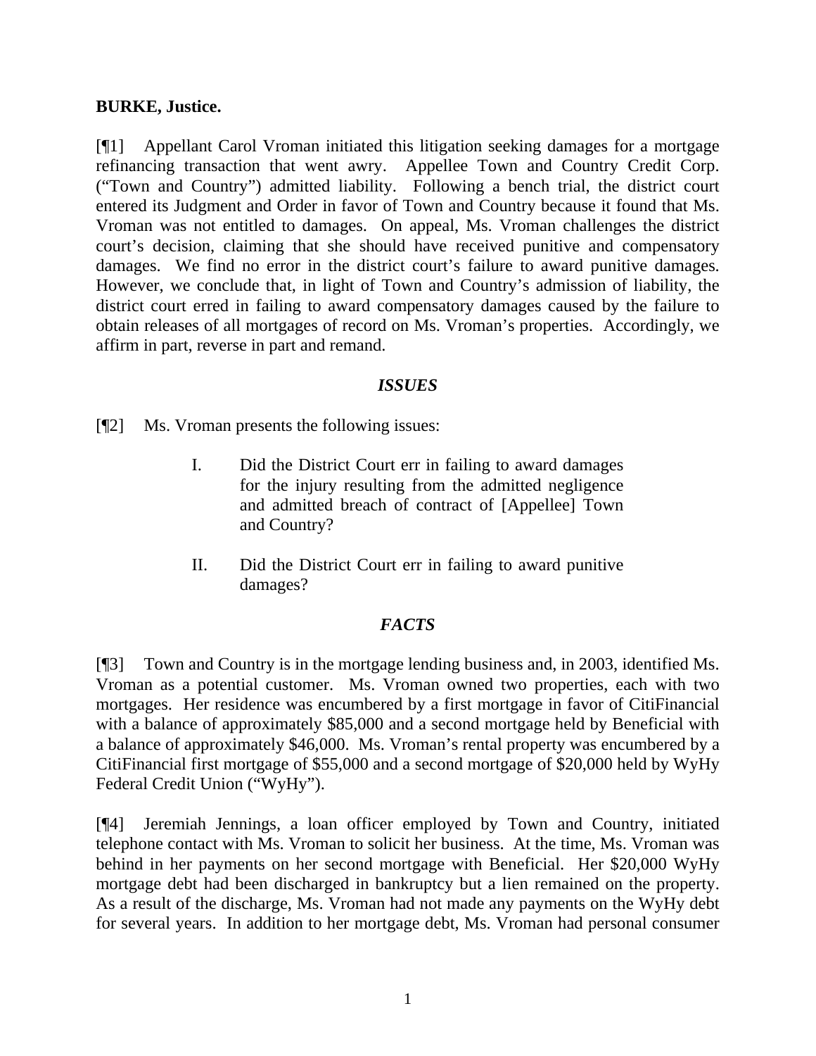**BURKE, Justice.**

[¶1] Appellant Carol Vroman initiated this litigation seeking damages for a mortgage refinancing transaction that went awry. Appellee Town and Country Credit Corp. ("Town and Country") admitted liability. Following a bench trial, the district court entered its Judgment and Order in favor of Town and Country because it found that Ms. Vroman was not entitled to damages. On appeal, Ms. Vroman challenges the district court's decision, claiming that she should have received punitive and compensatory damages. We find no error in the district court's failure to award punitive damages. However, we conclude that, in light of Town and Country's admission of liability, the district court erred in failing to award compensatory damages caused by the failure to obtain releases of all mortgages of record on Ms. Vroman's properties. Accordingly, we affirm in part, reverse in part and remand.

### *ISSUES*

[¶2] Ms. Vroman presents the following issues:

> I. Did the District Court err in failing to award damages for the injury resulting from the admitted negligence and admitted breach of contract of [Appellee] Town and Country?
>
> II. Did the District Court err in failing to award punitive damages?

### *FACTS*

[¶3] Town and Country is in the mortgage lending business and, in 2003, identified Ms. Vroman as a potential customer. Ms. Vroman owned two properties, each with two mortgages. Her residence was encumbered by a first mortgage in favor of CitiFinancial with a balance of approximately $85,000 and a second mortgage held by Beneficial with a balance of approximately $46,000. Ms. Vroman's rental property was encumbered by a CitiFinancial first mortgage of $55,000 and a second mortgage of $20,000 held by WyHy Federal Credit Union ("WyHy").

[¶4] Jeremiah Jennings, a loan officer employed by Town and Country, initiated telephone contact with Ms. Vroman to solicit her business. At the time, Ms. Vroman was behind in her payments on her second mortgage with Beneficial. Her $20,000 WyHy mortgage debt had been discharged in bankruptcy but a lien remained on the property. As a result of the discharge, Ms. Vroman had not made any payments on the WyHy debt for several years. In addition to her mortgage debt, Ms. Vroman had personal consumer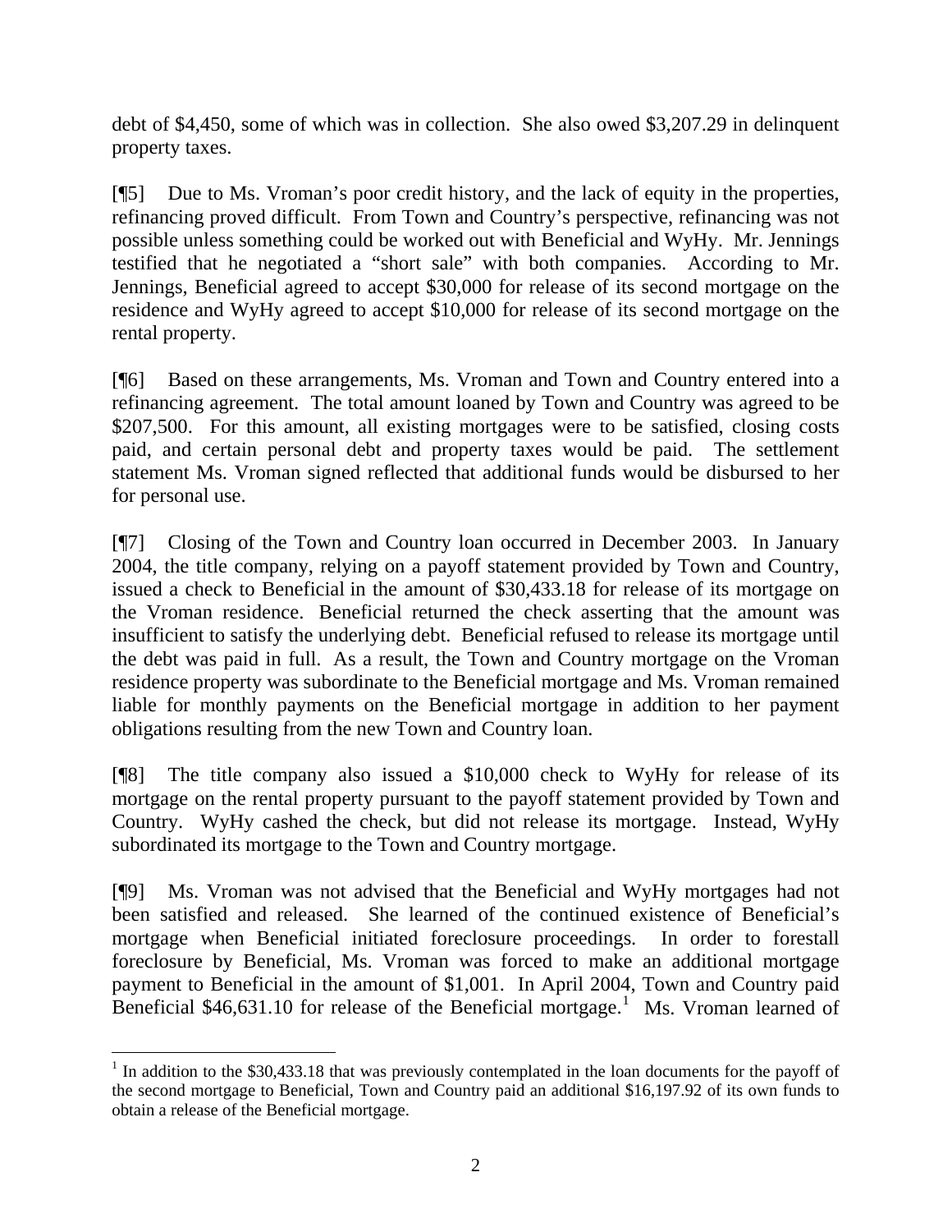debt of $4,450, some of which was in collection. She also owed $3,207.29 in delinquent property taxes.

[¶5] Due to Ms. Vroman's poor credit history, and the lack of equity in the properties, refinancing proved difficult. From Town and Country's perspective, refinancing was not possible unless something could be worked out with Beneficial and WyHy. Mr. Jennings testified that he negotiated a "short sale" with both companies. According to Mr. Jennings, Beneficial agreed to accept $30,000 for release of its second mortgage on the residence and WyHy agreed to accept $10,000 for release of its second mortgage on the rental property.

[¶6] Based on these arrangements, Ms. Vroman and Town and Country entered into a refinancing agreement. The total amount loaned by Town and Country was agreed to be $207,500. For this amount, all existing mortgages were to be satisfied, closing costs paid, and certain personal debt and property taxes would be paid. The settlement statement Ms. Vroman signed reflected that additional funds would be disbursed to her for personal use.

[¶7] Closing of the Town and Country loan occurred in December 2003. In January 2004, the title company, relying on a payoff statement provided by Town and Country, issued a check to Beneficial in the amount of $30,433.18 for release of its mortgage on the Vroman residence. Beneficial returned the check asserting that the amount was insufficient to satisfy the underlying debt. Beneficial refused to release its mortgage until the debt was paid in full. As a result, the Town and Country mortgage on the Vroman residence property was subordinate to the Beneficial mortgage and Ms. Vroman remained liable for monthly payments on the Beneficial mortgage in addition to her payment obligations resulting from the new Town and Country loan.

[¶8] The title company also issued a $10,000 check to WyHy for release of its mortgage on the rental property pursuant to the payoff statement provided by Town and Country. WyHy cashed the check, but did not release its mortgage. Instead, WyHy subordinated its mortgage to the Town and Country mortgage.

[¶9] Ms. Vroman was not advised that the Beneficial and WyHy mortgages had not been satisfied and released. She learned of the continued existence of Beneficial's mortgage when Beneficial initiated foreclosure proceedings. In order to forestall foreclosure by Beneficial, Ms. Vroman was forced to make an additional mortgage payment to Beneficial in the amount of $1,001. In April 2004, Town and Country paid Beneficial $46,631.10 for release of the Beneficial mortgage.[1] Ms. Vroman learned of

[1] In addition to the $30,433.18 that was previously contemplated in the loan documents for the payoff of the second mortgage to Beneficial, Town and Country paid an additional $16,197.92 of its own funds to obtain a release of the Beneficial mortgage.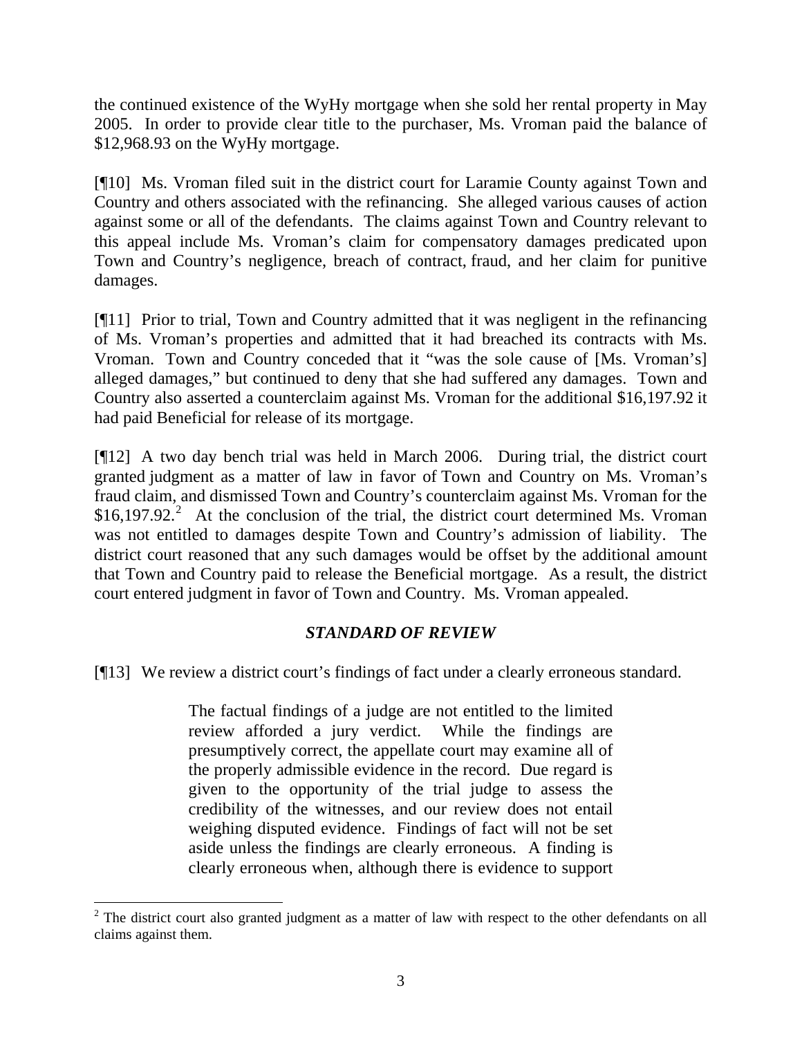the continued existence of the WyHy mortgage when she sold her rental property in May 2005. In order to provide clear title to the purchaser, Ms. Vroman paid the balance of $12,968.93 on the WyHy mortgage.

[¶10] Ms. Vroman filed suit in the district court for Laramie County against Town and Country and others associated with the refinancing. She alleged various causes of action against some or all of the defendants. The claims against Town and Country relevant to this appeal include Ms. Vroman's claim for compensatory damages predicated upon Town and Country's negligence, breach of contract, fraud, and her claim for punitive damages.

[¶11] Prior to trial, Town and Country admitted that it was negligent in the refinancing of Ms. Vroman's properties and admitted that it had breached its contracts with Ms. Vroman. Town and Country conceded that it "was the sole cause of [Ms. Vroman's] alleged damages," but continued to deny that she had suffered any damages. Town and Country also asserted a counterclaim against Ms. Vroman for the additional $16,197.92 it had paid Beneficial for release of its mortgage.

[¶12] A two day bench trial was held in March 2006. During trial, the district court granted judgment as a matter of law in favor of Town and Country on Ms. Vroman's fraud claim, and dismissed Town and Country's counterclaim against Ms. Vroman for the $16,197.92.[2] At the conclusion of the trial, the district court determined Ms. Vroman was not entitled to damages despite Town and Country's admission of liability. The district court reasoned that any such damages would be offset by the additional amount that Town and Country paid to release the Beneficial mortgage. As a result, the district court entered judgment in favor of Town and Country. Ms. Vroman appealed.

### *STANDARD OF REVIEW*

[¶13] We review a district court's findings of fact under a clearly erroneous standard.

> The factual findings of a judge are not entitled to the limited review afforded a jury verdict. While the findings are presumptively correct, the appellate court may examine all of the properly admissible evidence in the record. Due regard is given to the opportunity of the trial judge to assess the credibility of the witnesses, and our review does not entail weighing disputed evidence. Findings of fact will not be set aside unless the findings are clearly erroneous. A finding is clearly erroneous when, although there is evidence to support

---

[2] The district court also granted judgment as a matter of law with respect to the other defendants on all claims against them.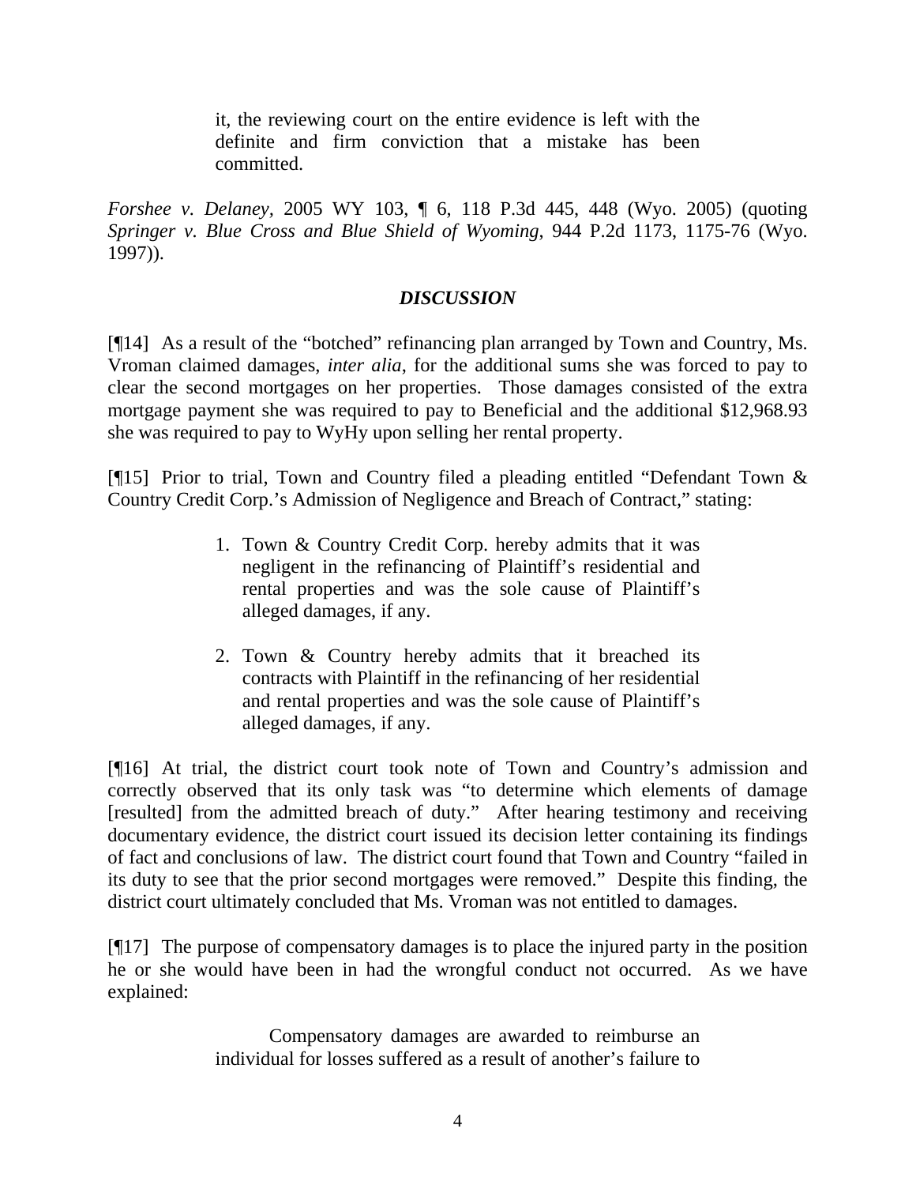> it, the reviewing court on the entire evidence is left with the definite and firm conviction that a mistake has been committed.

*Forshee v. Delaney*, 2005 WY 103, ¶ 6, 118 P.3d 445, 448 (Wyo. 2005) (quoting *Springer v. Blue Cross and Blue Shield of Wyoming*, 944 P.2d 1173, 1175-76 (Wyo. 1997)).

## *DISCUSSION*

[¶14] As a result of the "botched" refinancing plan arranged by Town and Country, Ms. Vroman claimed damages, *inter alia*, for the additional sums she was forced to pay to clear the second mortgages on her properties. Those damages consisted of the extra mortgage payment she was required to pay to Beneficial and the additional $12,968.93 she was required to pay to WyHy upon selling her rental property.

[¶15] Prior to trial, Town and Country filed a pleading entitled "Defendant Town & Country Credit Corp.'s Admission of Negligence and Breach of Contract," stating:

> 1. Town & Country Credit Corp. hereby admits that it was negligent in the refinancing of Plaintiff's residential and rental properties and was the sole cause of Plaintiff's alleged damages, if any.
>
> 2. Town & Country hereby admits that it breached its contracts with Plaintiff in the refinancing of her residential and rental properties and was the sole cause of Plaintiff's alleged damages, if any.

[¶16] At trial, the district court took note of Town and Country's admission and correctly observed that its only task was "to determine which elements of damage [resulted] from the admitted breach of duty." After hearing testimony and receiving documentary evidence, the district court issued its decision letter containing its findings of fact and conclusions of law. The district court found that Town and Country "failed in its duty to see that the prior second mortgages were removed." Despite this finding, the district court ultimately concluded that Ms. Vroman was not entitled to damages.

[¶17] The purpose of compensatory damages is to place the injured party in the position he or she would have been in had the wrongful conduct not occurred. As we have explained:

> Compensatory damages are awarded to reimburse an individual for losses suffered as a result of another's failure to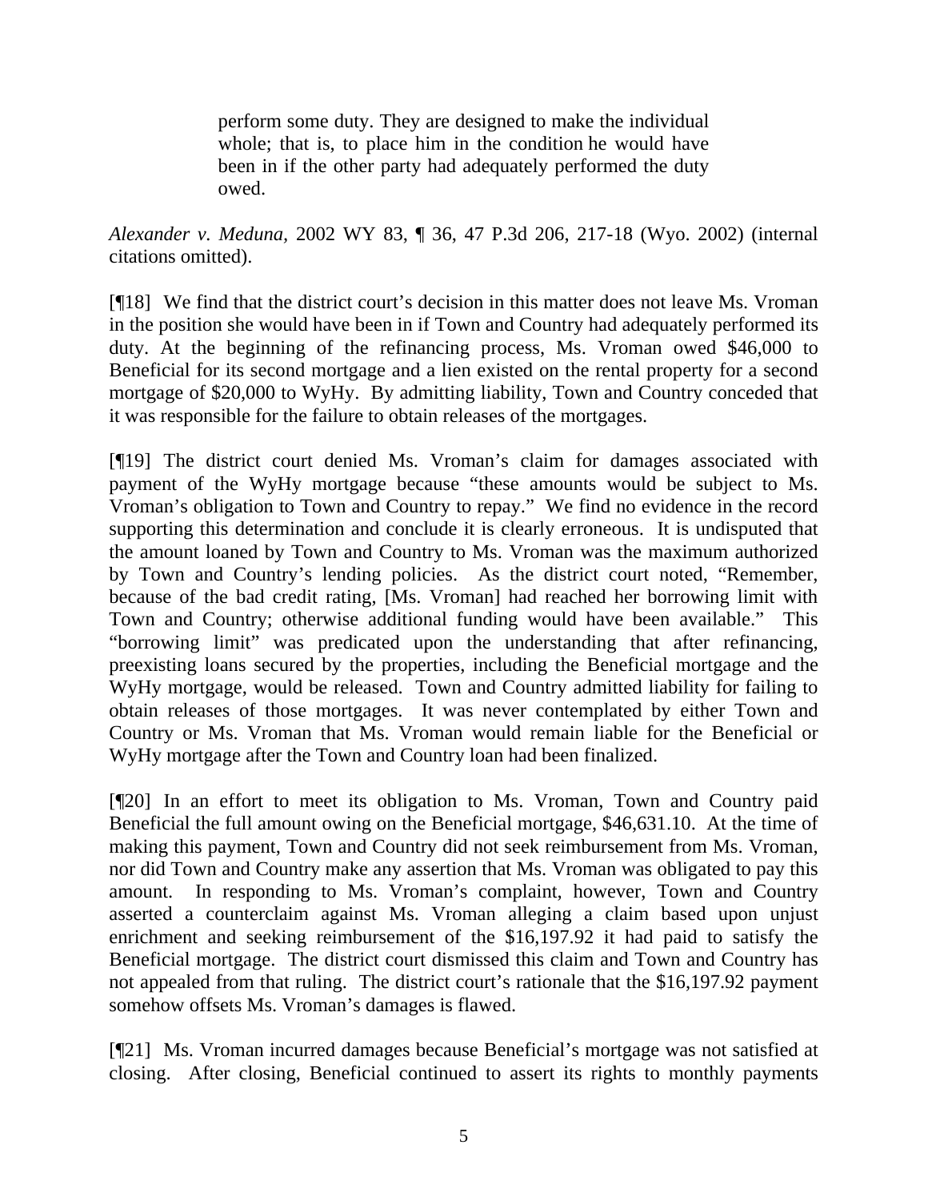> perform some duty. They are designed to make the individual whole; that is, to place him in the condition he would have been in if the other party had adequately performed the duty owed.

*Alexander v. Meduna*, 2002 WY 83, ¶ 36, 47 P.3d 206, 217-18 (Wyo. 2002) (internal citations omitted).

[¶18] We find that the district court's decision in this matter does not leave Ms. Vroman in the position she would have been in if Town and Country had adequately performed its duty. At the beginning of the refinancing process, Ms. Vroman owed $46,000 to Beneficial for its second mortgage and a lien existed on the rental property for a second mortgage of $20,000 to WyHy. By admitting liability, Town and Country conceded that it was responsible for the failure to obtain releases of the mortgages.

[¶19] The district court denied Ms. Vroman's claim for damages associated with payment of the WyHy mortgage because "these amounts would be subject to Ms. Vroman's obligation to Town and Country to repay." We find no evidence in the record supporting this determination and conclude it is clearly erroneous. It is undisputed that the amount loaned by Town and Country to Ms. Vroman was the maximum authorized by Town and Country's lending policies. As the district court noted, "Remember, because of the bad credit rating, [Ms. Vroman] had reached her borrowing limit with Town and Country; otherwise additional funding would have been available." This "borrowing limit" was predicated upon the understanding that after refinancing, preexisting loans secured by the properties, including the Beneficial mortgage and the WyHy mortgage, would be released. Town and Country admitted liability for failing to obtain releases of those mortgages. It was never contemplated by either Town and Country or Ms. Vroman that Ms. Vroman would remain liable for the Beneficial or WyHy mortgage after the Town and Country loan had been finalized.

[¶20] In an effort to meet its obligation to Ms. Vroman, Town and Country paid Beneficial the full amount owing on the Beneficial mortgage, $46,631.10. At the time of making this payment, Town and Country did not seek reimbursement from Ms. Vroman, nor did Town and Country make any assertion that Ms. Vroman was obligated to pay this amount. In responding to Ms. Vroman's complaint, however, Town and Country asserted a counterclaim against Ms. Vroman alleging a claim based upon unjust enrichment and seeking reimbursement of the $16,197.92 it had paid to satisfy the Beneficial mortgage. The district court dismissed this claim and Town and Country has not appealed from that ruling. The district court's rationale that the $16,197.92 payment somehow offsets Ms. Vroman's damages is flawed.

[¶21] Ms. Vroman incurred damages because Beneficial's mortgage was not satisfied at closing. After closing, Beneficial continued to assert its rights to monthly payments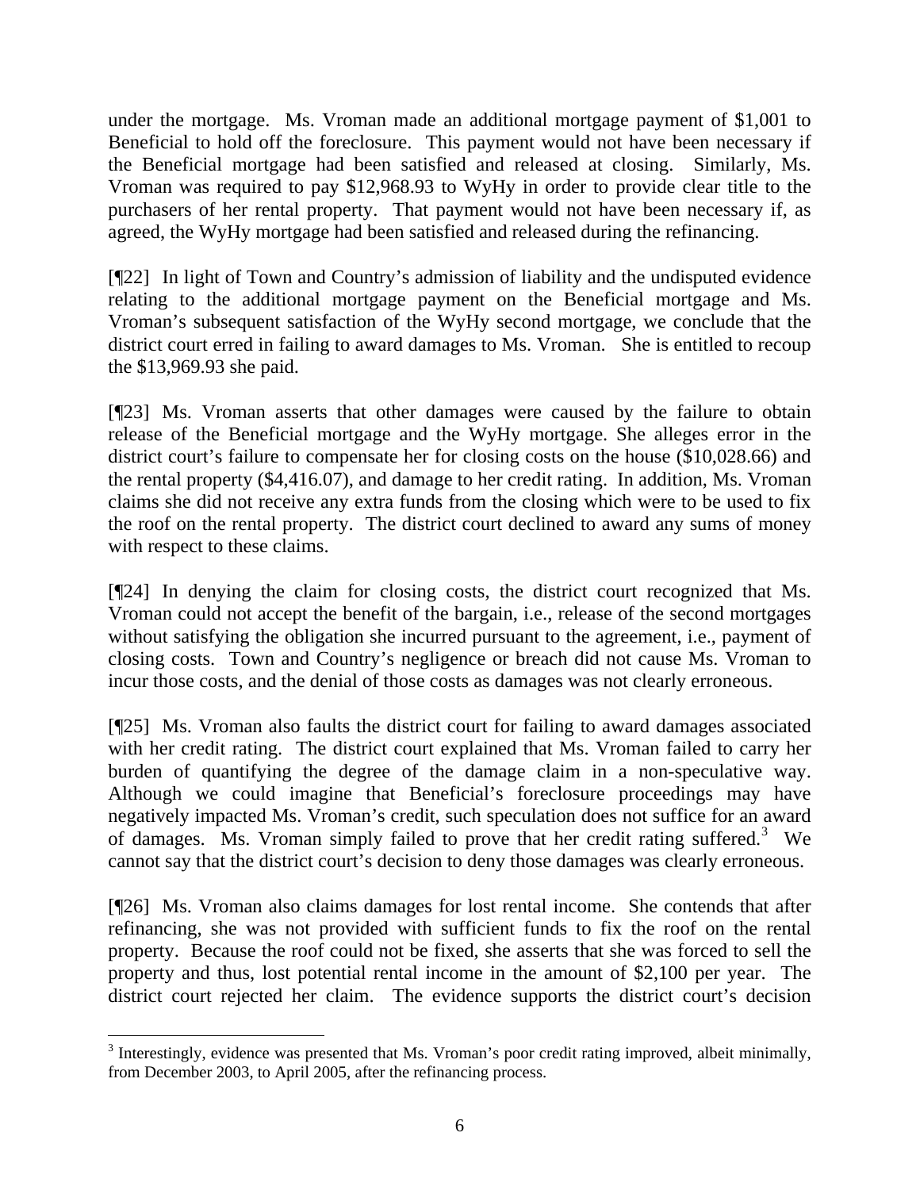under the mortgage. Ms. Vroman made an additional mortgage payment of $1,001 to Beneficial to hold off the foreclosure. This payment would not have been necessary if the Beneficial mortgage had been satisfied and released at closing. Similarly, Ms. Vroman was required to pay $12,968.93 to WyHy in order to provide clear title to the purchasers of her rental property. That payment would not have been necessary if, as agreed, the WyHy mortgage had been satisfied and released during the refinancing.

[¶22] In light of Town and Country's admission of liability and the undisputed evidence relating to the additional mortgage payment on the Beneficial mortgage and Ms. Vroman's subsequent satisfaction of the WyHy second mortgage, we conclude that the district court erred in failing to award damages to Ms. Vroman. She is entitled to recoup the $13,969.93 she paid.

[¶23] Ms. Vroman asserts that other damages were caused by the failure to obtain release of the Beneficial mortgage and the WyHy mortgage. She alleges error in the district court's failure to compensate her for closing costs on the house ($10,028.66) and the rental property ($4,416.07), and damage to her credit rating. In addition, Ms. Vroman claims she did not receive any extra funds from the closing which were to be used to fix the roof on the rental property. The district court declined to award any sums of money with respect to these claims.

[¶24] In denying the claim for closing costs, the district court recognized that Ms. Vroman could not accept the benefit of the bargain, i.e., release of the second mortgages without satisfying the obligation she incurred pursuant to the agreement, i.e., payment of closing costs. Town and Country's negligence or breach did not cause Ms. Vroman to incur those costs, and the denial of those costs as damages was not clearly erroneous.

[¶25] Ms. Vroman also faults the district court for failing to award damages associated with her credit rating. The district court explained that Ms. Vroman failed to carry her burden of quantifying the degree of the damage claim in a non-speculative way. Although we could imagine that Beneficial's foreclosure proceedings may have negatively impacted Ms. Vroman's credit, such speculation does not suffice for an award of damages. Ms. Vroman simply failed to prove that her credit rating suffered.[3] We cannot say that the district court's decision to deny those damages was clearly erroneous.

[¶26] Ms. Vroman also claims damages for lost rental income. She contends that after refinancing, she was not provided with sufficient funds to fix the roof on the rental property. Because the roof could not be fixed, she asserts that she was forced to sell the property and thus, lost potential rental income in the amount of $2,100 per year. The district court rejected her claim. The evidence supports the district court's decision

---

[3] Interestingly, evidence was presented that Ms. Vroman's poor credit rating improved, albeit minimally, from December 2003, to April 2005, after the refinancing process.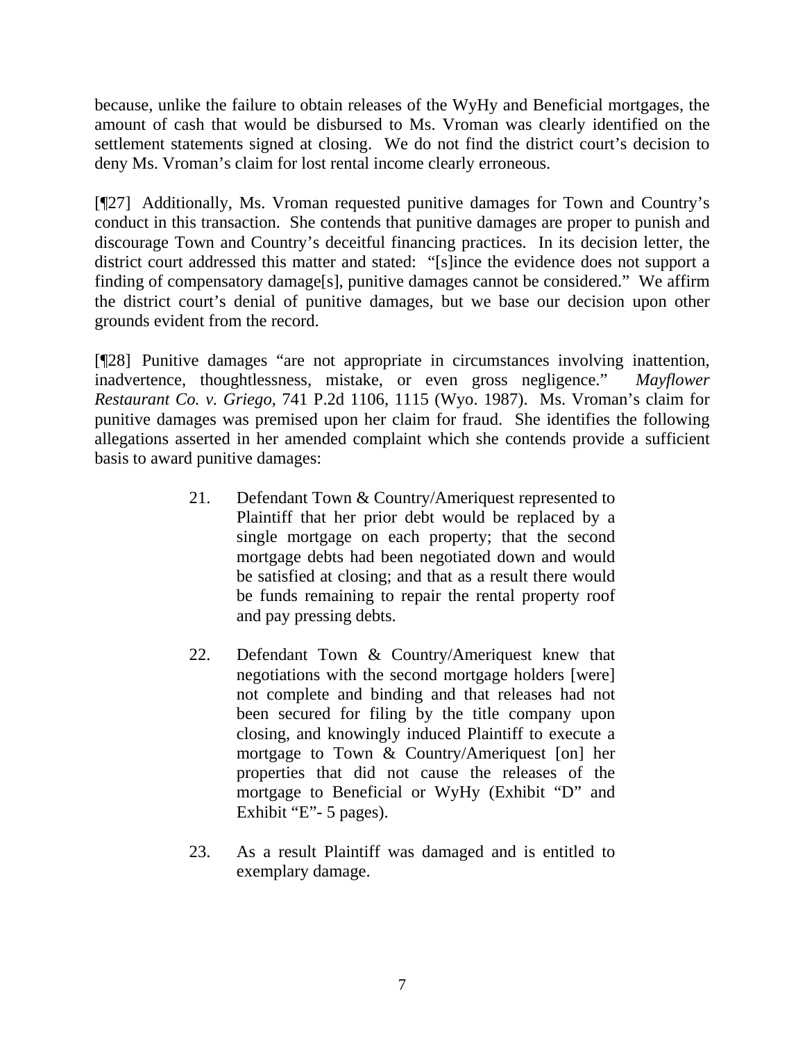because, unlike the failure to obtain releases of the WyHy and Beneficial mortgages, the amount of cash that would be disbursed to Ms. Vroman was clearly identified on the settlement statements signed at closing. We do not find the district court's decision to deny Ms. Vroman's claim for lost rental income clearly erroneous.

[¶27] Additionally, Ms. Vroman requested punitive damages for Town and Country's conduct in this transaction. She contends that punitive damages are proper to punish and discourage Town and Country's deceitful financing practices. In its decision letter, the district court addressed this matter and stated: "[s]ince the evidence does not support a finding of compensatory damage[s], punitive damages cannot be considered." We affirm the district court's denial of punitive damages, but we base our decision upon other grounds evident from the record.

[¶28] Punitive damages "are not appropriate in circumstances involving inattention, inadvertence, thoughtlessness, mistake, or even gross negligence." *Mayflower Restaurant Co. v. Griego*, 741 P.2d 1106, 1115 (Wyo. 1987). Ms. Vroman's claim for punitive damages was premised upon her claim for fraud. She identifies the following allegations asserted in her amended complaint which she contends provide a sufficient basis to award punitive damages:

> 21. Defendant Town & Country/Ameriquest represented to Plaintiff that her prior debt would be replaced by a single mortgage on each property; that the second mortgage debts had been negotiated down and would be satisfied at closing; and that as a result there would be funds remaining to repair the rental property roof and pay pressing debts.
>
> 22. Defendant Town & Country/Ameriquest knew that negotiations with the second mortgage holders [were] not complete and binding and that releases had not been secured for filing by the title company upon closing, and knowingly induced Plaintiff to execute a mortgage to Town & Country/Ameriquest [on] her properties that did not cause the releases of the mortgage to Beneficial or WyHy (Exhibit "D" and Exhibit "E"- 5 pages).
>
> 23. As a result Plaintiff was damaged and is entitled to exemplary damage.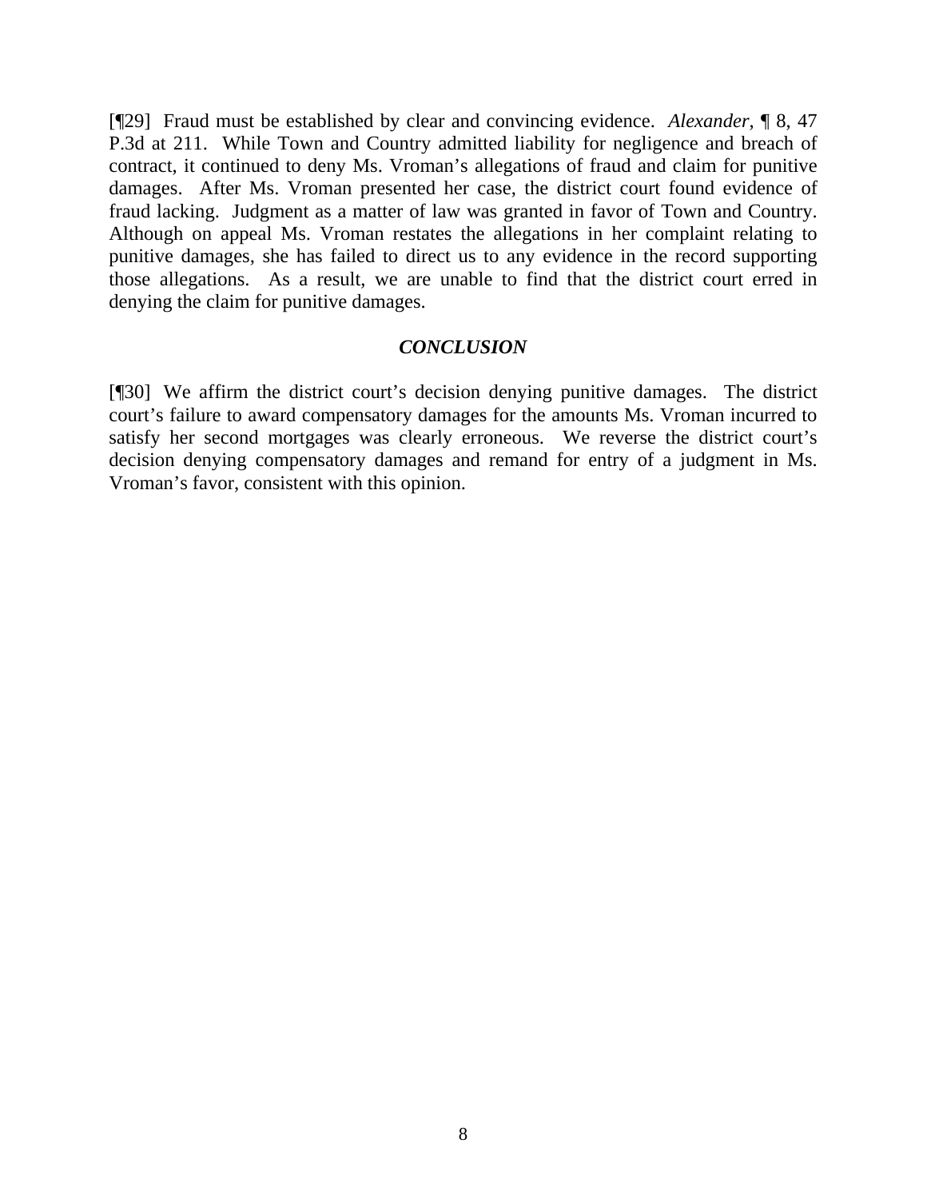[¶29] Fraud must be established by clear and convincing evidence. *Alexander*, ¶ 8, 47 P.3d at 211. While Town and Country admitted liability for negligence and breach of contract, it continued to deny Ms. Vroman's allegations of fraud and claim for punitive damages. After Ms. Vroman presented her case, the district court found evidence of fraud lacking. Judgment as a matter of law was granted in favor of Town and Country. Although on appeal Ms. Vroman restates the allegations in her complaint relating to punitive damages, she has failed to direct us to any evidence in the record supporting those allegations. As a result, we are unable to find that the district court erred in denying the claim for punitive damages.

## *CONCLUSION*

[¶30] We affirm the district court's decision denying punitive damages. The district court's failure to award compensatory damages for the amounts Ms. Vroman incurred to satisfy her second mortgages was clearly erroneous. We reverse the district court's decision denying compensatory damages and remand for entry of a judgment in Ms. Vroman's favor, consistent with this opinion.